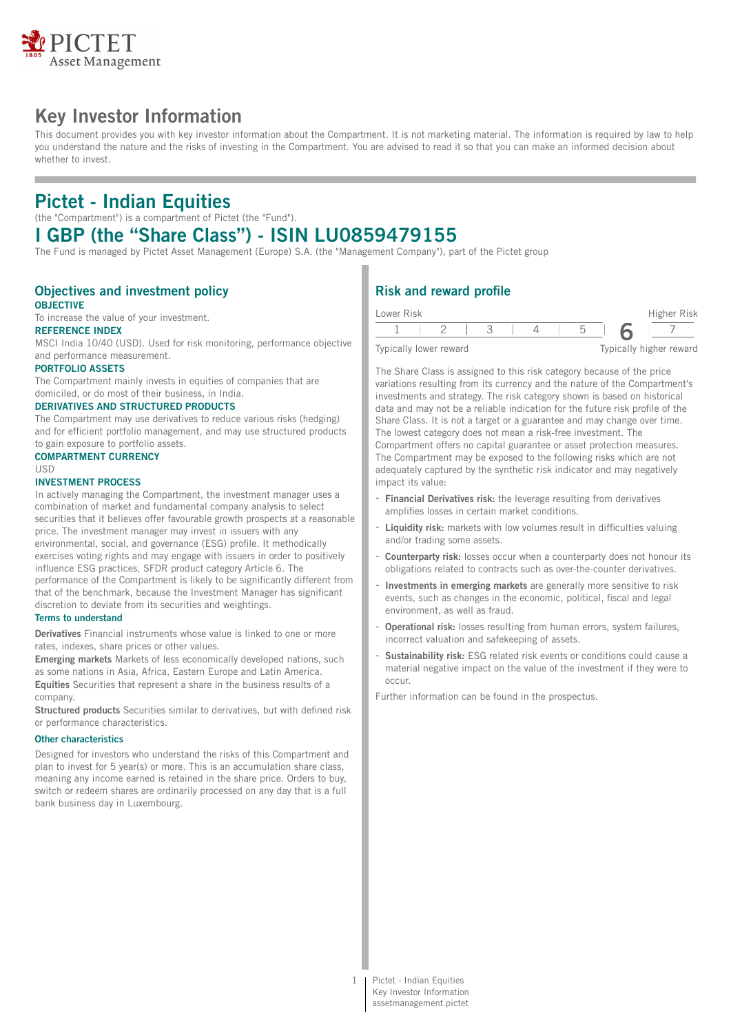# Key Investor Information

This document provides you with key investor information about the Compartment. It is not marketing material. The information is required by law to help you understand the nature and the risks of investing in the Compartment. You are advised to read it so that you can make an informed decision about whether to invest.

## Pictet - Indian Equities

(the "Compartment") is a compartment of Pictet (the "Fund").

## I GBP (the "Share Class") - ISIN LU0859479155

The Fund is managed by Pictet Asset Management (Europe) S.A. (the "Management Company"), part of the Pictet group

### Objectives and investment policy

**OBJECTIVE**

To increase the value of your investment.

**REFERENCE INDEX**

MSCI India 10/40 (USD). Used for risk monitoring, performance objective and performance measurement.

**PORTFOLIO ASSETS**

The Compartment mainly invests in equities of companies that are domiciled, or do most of their business, in India.

**DERIVATIVES AND STRUCTURED PRODUCTS**

The Compartment may use derivatives to reduce various risks (hedging) and for efficient portfolio management, and may use structured products to gain exposure to portfolio assets.

**COMPARTMENT CURRENCY**

USD

**INVESTMENT PROCESS**

In actively managing the Compartment, the investment manager uses a combination of market and fundamental company analysis to select securities that it believes offer favourable growth prospects at a reasonable price. The investment manager may invest in issuers with any environmental, social, and governance (ESG) profile. It methodically exercises voting rights and may engage with issuers in order to positively influence ESG practices, SFDR product category Article 6. The performance of the Compartment is likely to be significantly different from that of the benchmark, because the Investment Manager has significant discretion to deviate from its securities and weightings.

**Terms to understand**

**Derivatives** Financial instruments whose value is linked to one or more rates, indexes, share prices or other values.

**Emerging markets** Markets of less economically developed nations, such as some nations in Asia, Africa, Eastern Europe and Latin America.

**Equities** Securities that represent a share in the business results of a company.

**Structured products** Securities similar to derivatives, but with defined risk or performance characteristics.

**Other characteristics**

Designed for investors who understand the risks of this Compartment and plan to invest for 5 year(s) or more. This is an accumulation share class, meaning any income earned is retained in the share price. Orders to buy, switch or redeem shares are ordinarily processed on any day that is a full bank business day in Luxembourg.

### Risk and reward profile

| Lower Risk | | | | | | Higher Risk |
|---|---|---|---|---|---|---|
| 1 | 2 | 3 | 4 | 5 | **6** | 7 |
| Typically lower reward | | | | | | Typically higher reward |

The Share Class is assigned to this risk category because of the price variations resulting from its currency and the nature of the Compartment's investments and strategy. The risk category shown is based on historical data and may not be a reliable indication for the future risk profile of the Share Class. It is not a target or a guarantee and may change over time. The lowest category does not mean a risk-free investment. The Compartment offers no capital guarantee or asset protection measures. The Compartment may be exposed to the following risks which are not adequately captured by the synthetic risk indicator and may negatively impact its value:

- **Financial Derivatives risk:** the leverage resulting from derivatives amplifies losses in certain market conditions.
- **Liquidity risk:** markets with low volumes result in difficulties valuing and/or trading some assets.
- **Counterparty risk:** losses occur when a counterparty does not honour its obligations related to contracts such as over-the-counter derivatives.
- **Investments in emerging markets** are generally more sensitive to risk events, such as changes in the economic, political, fiscal and legal environment, as well as fraud.
- **Operational risk:** losses resulting from human errors, system failures, incorrect valuation and safekeeping of assets.
- **Sustainability risk:** ESG related risk events or conditions could cause a material negative impact on the value of the investment if they were to occur.

Further information can be found in the prospectus.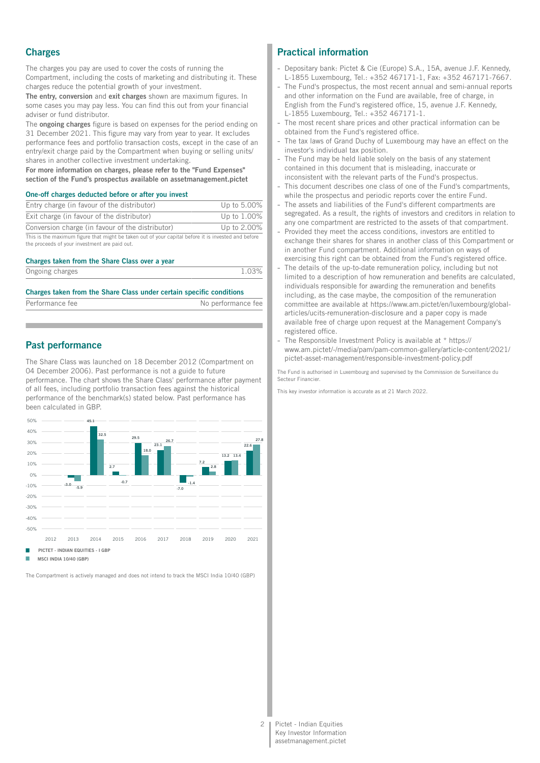## Charges

The charges you pay are used to cover the costs of running the Compartment, including the costs of marketing and distributing it. These charges reduce the potential growth of your investment.

**The entry, conversion** and **exit charges** shown are maximum figures. In some cases you may pay less. You can find this out from your financial adviser or fund distributor.

The **ongoing charges** figure is based on expenses for the period ending on 31 December 2021. This figure may vary from year to year. It excludes performance fees and portfolio transaction costs, except in the case of an entry/exit charge paid by the Compartment when buying or selling units/ shares in another collective investment undertaking.

**For more information on charges, please refer to the "Fund Expenses" section of the Fund's prospectus available on assetmanagement.pictet**

**One-off charges deducted before or after you invest**

| | |
|---|---|
| Entry charge (in favour of the distributor) | Up to 5.00% |
| Exit charge (in favour of the distributor) | Up to 1.00% |
| Conversion charge (in favour of the distributor) | Up to 2.00% |

This is the maximum figure that might be taken out of your capital before it is invested and before the proceeds of your investment are paid out.

**Charges taken from the Share Class over a year**

| | |
|---|---|
| Ongoing charges | 1.03% |

**Charges taken from the Share Class under certain specific conditions**

| | |
|---|---|
| Performance fee | No performance fee |

## Past performance

The Share Class was launched on 18 December 2012 (Compartment on 04 December 2006). Past performance is not a guide to future performance. The chart shows the Share Class' performance after payment of all fees, including portfolio transaction fees against the historical performance of the benchmark(s) stated below. Past performance has been calculated in GBP.

50%
40%
30%
20%
10%
0%
-10%
-20%
-30%
-40%
-50%

2012 2013 2014 2015 2016 2017 2018 2019 2020 2021

-3.0 -5.9
45.1 32.5
2.7 -0.7
29.5 18.0
23.1 26.7
-7.0 -1.4
7.2 2.8
13.2 13.4
22.6 27.8

PICTET - INDIAN EQUITIES - I GBP
MSCI INDIA 10/40 (GBP)

The Compartment is actively managed and does not intend to track the MSCI India 10/40 (GBP)

## Practical information

- Depositary bank: Pictet & Cie (Europe) S.A., 15A, avenue J.F. Kennedy, L-1855 Luxembourg, Tel.: +352 467171-1, Fax: +352 467171-7667.
- The Fund's prospectus, the most recent annual and semi-annual reports and other information on the Fund are available, free of charge, in English from the Fund's registered office, 15, avenue J.F. Kennedy, L-1855 Luxembourg, Tel.: +352 467171-1.
- The most recent share prices and other practical information can be obtained from the Fund's registered office.
- The tax laws of Grand Duchy of Luxembourg may have an effect on the investor's individual tax position.
- The Fund may be held liable solely on the basis of any statement contained in this document that is misleading, inaccurate or inconsistent with the relevant parts of the Fund's prospectus.
- This document describes one class of one of the Fund's compartments, while the prospectus and periodic reports cover the entire Fund.
- The assets and liabilities of the Fund's different compartments are segregated. As a result, the rights of investors and creditors in relation to any one compartment are restricted to the assets of that compartment.
- Provided they meet the access conditions, investors are entitled to exchange their shares for shares in another class of this Compartment or in another Fund compartment. Additional information on ways of exercising this right can be obtained from the Fund's registered office.
- The details of the up-to-date remuneration policy, including but not limited to a description of how remuneration and benefits are calculated, individuals responsible for awarding the remuneration and benefits including, as the case maybe, the composition of the remuneration committee are available at https://www.am.pictet/en/luxembourg/global-articles/ucits-remuneration-disclosure and a paper copy is made available free of charge upon request at the Management Company's registered office.
- The Responsible Investment Policy is available at * https://www.am.pictet/-/media/pam/pam-common-gallery/article-content/2021/pictet-asset-management/responsible-investment-policy.pdf

The Fund is authorised in Luxembourg and supervised by the Commission de Surveillance du Secteur Financier.

This key investor information is accurate as at 21 March 2022.